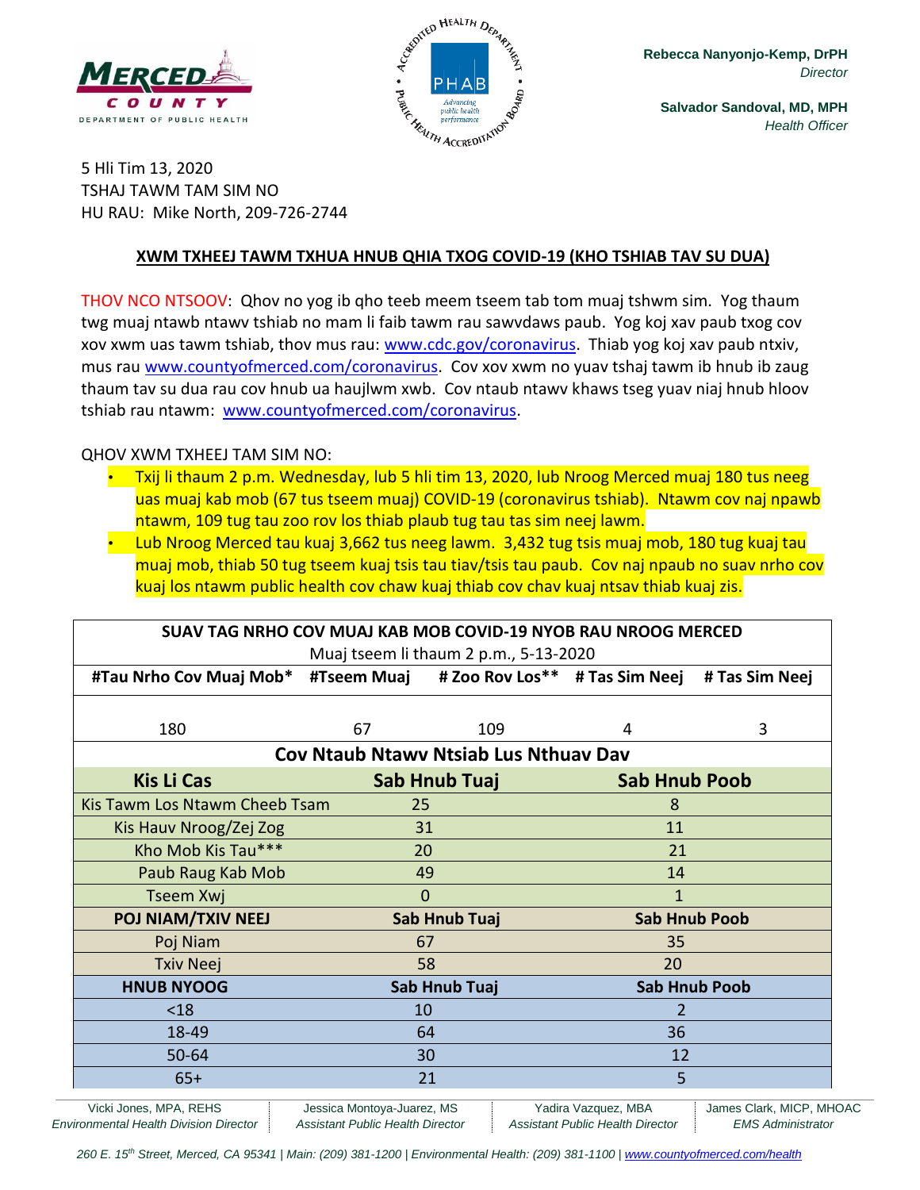**MERCED COUNTY**
DEPARTMENT OF PUBLIC HEALTH

Rebecca Nanyonjo-Kemp, DrPH
*Director*

Salvador Sandoval, MD, MPH
*Health Officer*

5 Hli Tim 13, 2020
TSHAJ TAWM TAM SIM NO
HU RAU: Mike North, 209-726-2744

## XWM TXHEEJ TAWM TXHUA HNUB QHIA TXOG COVID-19 (KHO TSHIAB TAV SU DUA)

THOV NCO NTSOOV: Qhov no yog ib qho teeb meem tseem tab tom muaj tshwm sim. Yog thaum twg muaj ntawb ntawv tshiab no mam li faib tawm rau sawvdaws paub. Yog koj xav paub txog cov xov xwm uas tawm tshiab, thov mus rau: www.cdc.gov/coronavirus. Thiab yog koj xav paub ntxiv, mus rau www.countyofmerced.com/coronavirus. Cov xov xwm no yuav tshaj tawm ib hnub ib zaug thaum tav su dua rau cov hnub ua haujlwm xwb. Cov ntaub ntawv khaws tseg yuav niaj hnub hloov tshiab rau ntawm: www.countyofmerced.com/coronavirus.

QHOV XWM TXHEEJ TAM SIM NO:

- Txij li thaum 2 p.m. Wednesday, lub 5 hli tim 13, 2020, lub Nroog Merced muaj 180 tus neeg uas muaj kab mob (67 tus tseem muaj) COVID-19 (coronavirus tshiab). Ntawm cov naj npawb ntawm, 109 tug tau zoo rov los thiab plaub tug tau tas sim neej lawm.
- Lub Nroog Merced tau kuaj 3,662 tus neeg lawm. 3,432 tug tsis muaj mob, 180 tug kuaj tau muaj mob, thiab 50 tug tseem kuaj tsis tau tiav/tsis tau paub. Cov naj npaub no suav nrho cov kuaj los ntawm public health cov chaw kuaj thiab cov chav kuaj ntsav thiab kuaj zis.

| SUAV TAG NRHO COV MUAJ KAB MOB COVID-19 NYOB RAU NROOG MERCED<br>Muaj tseem li thaum 2 p.m., 5-13-2020 | | | | |
|---|---|---|---|---|
| #Tau Nrho Cov Muaj Mob* | #Tseem Muaj | # Zoo Rov Los** | # Tas Sim Neej | # Tas Sim Neej |
| 180 | 67 | 109 | 4 | 3 |

| Cov Ntaub Ntawv Ntsiab Lus Nthuav Dav | | |
|---|---|---|
| **Kis Li Cas** | **Sab Hnub Tuaj** | **Sab Hnub Poob** |
| Kis Tawm Los Ntawm Cheeb Tsam | 25 | 8 |
| Kis Hauv Nroog/Zej Zog | 31 | 11 |
| Kho Mob Kis Tau*** | 20 | 21 |
| Paub Raug Kab Mob | 49 | 14 |
| Tseem Xwj | 0 | 1 |
| **POJ NIAM/TXIV NEEJ** | **Sab Hnub Tuaj** | **Sab Hnub Poob** |
| Poj Niam | 67 | 35 |
| Txiv Neej | 58 | 20 |
| **HNUB NYOOG** | **Sab Hnub Tuaj** | **Sab Hnub Poob** |
| <18 | 10 | 2 |
| 18-49 | 64 | 36 |
| 50-64 | 30 | 12 |
| 65+ | 21 | 5 |

Vicki Jones, MPA, REHS — *Environmental Health Division Director*
Jessica Montoya-Juarez, MS — *Assistant Public Health Director*
Yadira Vazquez, MBA — *Assistant Public Health Director*
James Clark, MICP, MHOAC — *EMS Administrator*

*260 E. 15th Street, Merced, CA 95341 | Main: (209) 381-1200 | Environmental Health: (209) 381-1100 | www.countyofmerced.com/health*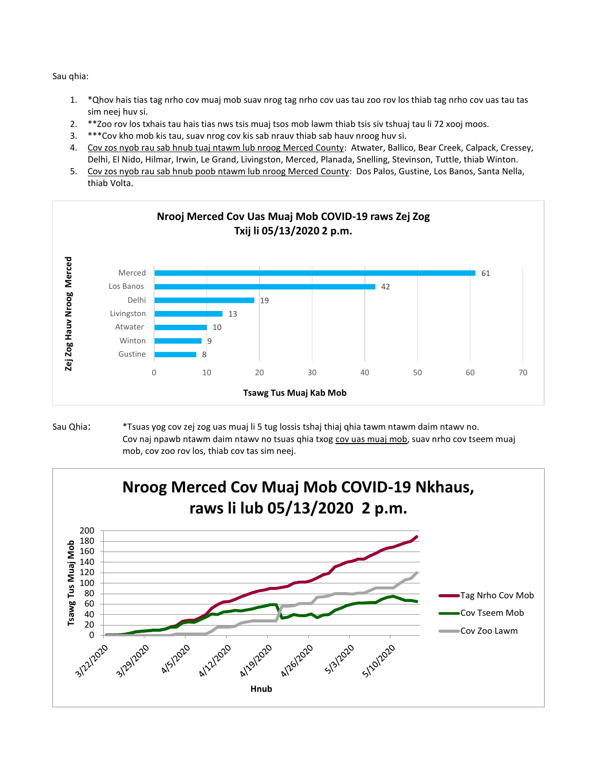Sau qhia:

1. *Qhov hais tias tag nrho cov muaj mob suav nrog tag nrho cov uas tau zoo rov los thiab tag nrho cov uas tau tas sim neej huv si.
2. **Zoo rov los txhais tau hais tias nws tsis muaj tsos mob lawm thiab tsis siv tshuaj tau li 72 xooj moos.
3. ***Cov kho mob kis tau, suav nrog cov kis sab nrauv thiab sab hauv nroog huv si.
4. Cov zos nyob rau sab hnub tuaj ntawm lub nroog Merced County: Atwater, Ballico, Bear Creek, Calpack, Cressey, Delhi, El Nido, Hilmar, Irwin, Le Grand, Livingston, Merced, Planada, Snelling, Stevinson, Tuttle, thiab Winton.
5. Cov zos nyob rau sab hnub poob ntawm lub nroog Merced County: Dos Palos, Gustine, Los Banos, Santa Nella, thiab Volta.

**Nrooj Merced Cov Uas Muaj Mob COVID-19 raws Zej Zog Txij li 05/13/2020 2 p.m.**

| Zej Zog Hauv Nroog Merced | Tsawg Tus Muaj Kab Mob |
|---|---|
| Merced | 61 |
| Los Banos | 42 |
| Delhi | 19 |
| Livingston | 13 |
| Atwater | 10 |
| Winton | 9 |
| Gustine | 8 |

Sau Qhia: *Tsuas yog cov zej zog uas muaj li 5 tug lossis tshaj thiaj qhia tawm ntawm daim ntawv no. Cov naj npawb ntawm daim ntawv no tsuas qhia txog cov uas muaj mob, suav nrho cov tseem muaj mob, cov zoo rov los, thiab cov tas sim neej.

**Nroog Merced Cov Muaj Mob COVID-19 Nkhaus, raws li lub 05/13/2020 2 p.m.**

Tsawg Tus Muaj Mob (0–200); Hnub: 3/22/2020, 3/29/2020, 4/5/2020, 4/12/2020, 4/19/2020, 4/26/2020, 5/3/2020, 5/10/2020

Tag Nrho Cov Mob; Cov Tseem Mob; Cov Zoo Lawm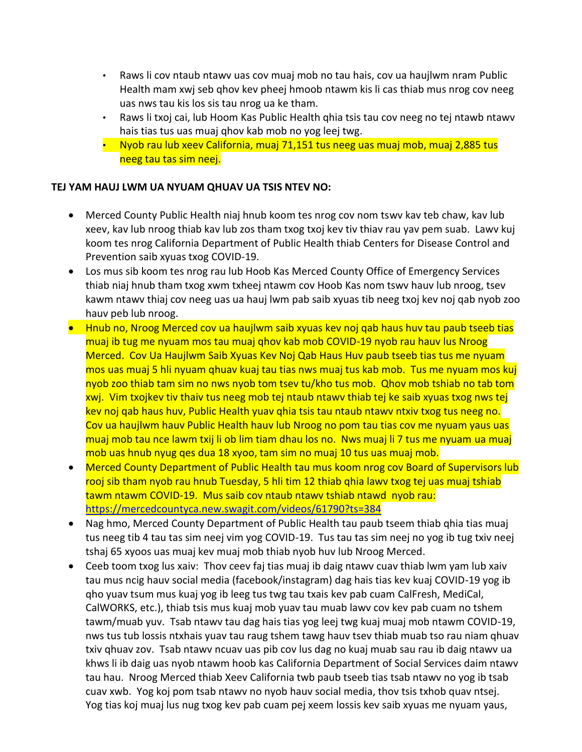- Raws li cov ntaub ntawv uas cov muaj mob no tau hais, cov ua haujlwm nram Public Health mam xwj seb qhov kev pheej hmoob ntawm kis li cas thiab mus nrog cov neeg uas nws tau kis los sis tau nrog ua ke tham.
- Raws li txoj cai, lub Hoom Kas Public Health qhia tsis tau cov neeg no tej ntawb ntawv hais tias tus uas muaj qhov kab mob no yog leej twg.
- Nyob rau lub xeev California, muaj 71,151 tus neeg uas muaj mob, muaj 2,885 tus neeg tau tas sim neej.

**TEJ YAM HAUJ LWM UA NYUAM QHUAV UA TSIS NTEV NO:**

- Merced County Public Health niaj hnub koom tes nrog cov nom tswv kav teb chaw, kav lub xeev, kav lub nroog thiab kav lub zos tham txog txoj kev tiv thaiv rau yav pem suab. Lawv kuj koom tes nrog California Department of Public Health thiab Centers for Disease Control and Prevention saib xyuas txog COVID-19.
- Los mus sib koom tes nrog rau lub Hoob Kas Merced County Office of Emergency Services thiab niaj hnub tham txog xwm txheej ntawm cov Hoob Kas nom tswv hauv lub nroog, tsev kawm ntawv thiaj cov neeg uas ua hauj lwm pab saib xyuas tib neeg txoj kev noj qab nyob zoo hauv peb lub nroog.
- Hnub no, Nroog Merced cov ua haujlwm saib xyuas kev noj qab haus huv tau paub tseeb tias muaj ib tug me nyuam mos tau muaj qhov kab mob COVID-19 nyob rau hauv lus Nroog Merced. Cov Ua Haujlwm Saib Xyuas Kev Noj Qab Haus Huv paub tseeb tias tus me nyuam mos uas muaj 5 hli nyuam qhuav kuaj tau tias nws muaj tus kab mob. Tus me nyuam mos kuj nyob zoo thiab tam sim no nws nyob tom tsev tu/kho tus mob. Qhov mob tshiab no tab tom xwj. Vim txojkev tiv thaiv tus neeg mob tej ntaub ntawv thiab tej ke saib xyuas txog nws tej kev noj qab haus huv, Public Health yuav qhia tsis tau ntaub ntawv ntxiv txog tus neeg no. Cov ua haujlwm hauv Public Health hauv lub Nroog no pom tau tias cov me nyuam yaus uas muaj mob tau nce lawm txij li ob lim tiam dhau los no. Nws muaj li 7 tus me nyuam ua muaj mob uas hnub nyug qes dua 18 xyoo, tam sim no muaj 10 tus uas muaj mob.
- Merced County Department of Public Health tau mus koom nrog cov Board of Supervisors lub rooj sib tham nyob rau hnub Tuesday, 5 hli tim 12 thiab qhia lawv txog tej uas muaj tshiab tawm ntawm COVID-19. Mus saib cov ntaub ntawv tshiab ntawd nyob rau: https://mercedcountyca.new.swagit.com/videos/61790?ts=384
- Nag hmo, Merced County Department of Public Health tau paub tseem thiab qhia tias muaj tus neeg tib 4 tau tas sim neej vim yog COVID-19. Tus tau tas sim neej no yog ib tug txiv neej tshaj 65 xyoos uas muaj kev muaj mob thiab nyob huv lub Nroog Merced.
- Ceeb toom txog lus xaiv: Thov ceev faj tias muaj ib daig ntawv cuav thiab lwm yam lub xaiv tau mus ncig hauv social media (facebook/instagram) dag hais tias kev kuaj COVID-19 yog ib qho yuav tsum mus kuaj yog ib leeg tus twg tau txais kev pab cuam CalFresh, MediCal, CalWORKS, etc.), thiab tsis mus kuaj mob yuav tau muab lawv cov kev pab cuam no tshem tawm/muab yuv. Tsab ntawv tau dag hais tias yog leej twg kuaj muaj mob ntawm COVID-19, nws tus tub lossis ntxhais yuav tau raug tshem tawg hauv tsev thiab muab tso rau niam qhuav txiv qhuav zov. Tsab ntawv ncuav uas pib cov lus dag no kuaj muab sau rau ib daig ntawv ua khws li ib daig uas nyob ntawm hoob kas California Department of Social Services daim ntawv tau hau. Nroog Merced thiab Xeev California twb paub tseeb tias tsab ntawv no yog ib tsab cuav xwb. Yog koj pom tsab ntawv no nyob hauv social media, thov tsis txhob quav ntsej. Yog tias koj muaj lus nug txog kev pab cuam pej xeem lossis kev saib xyuas me nyuam yaus,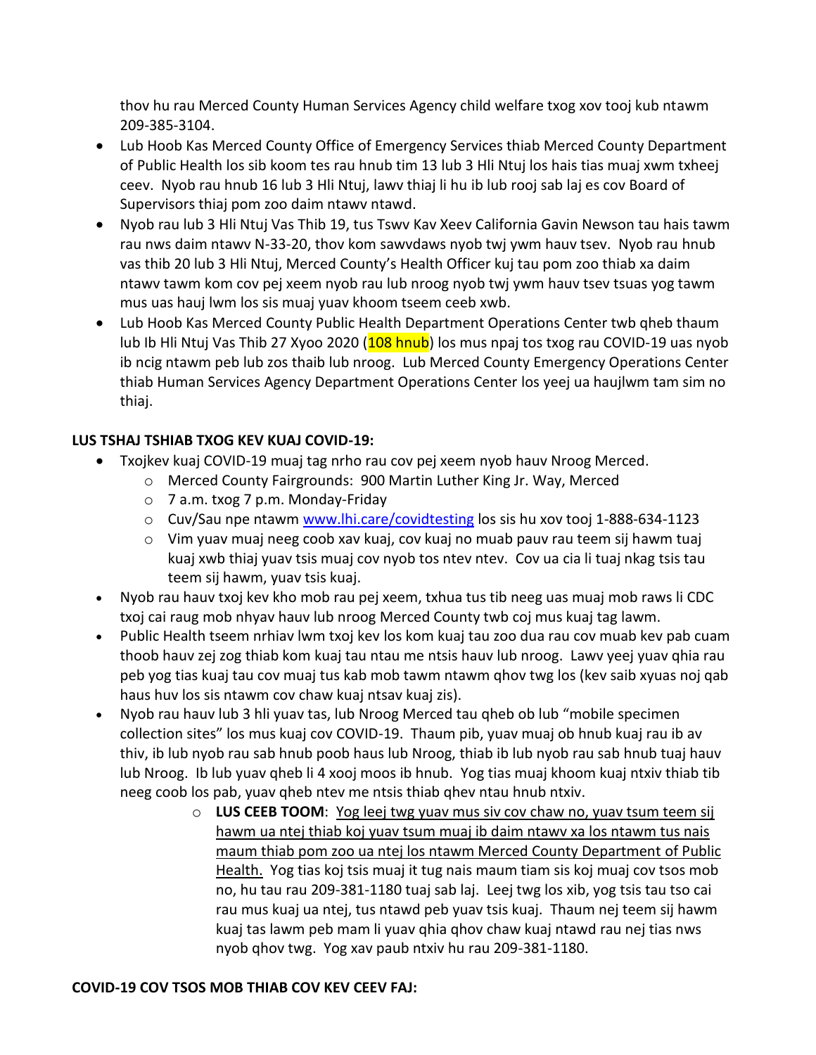thov hu rau Merced County Human Services Agency child welfare txog xov tooj kub ntawm 209-385-3104.

- Lub Hoob Kas Merced County Office of Emergency Services thiab Merced County Department of Public Health los sib koom tes rau hnub tim 13 lub 3 Hli Ntuj los hais tias muaj xwm txheej ceev. Nyob rau hnub 16 lub 3 Hli Ntuj, lawv thiaj li hu ib lub rooj sab laj es cov Board of Supervisors thiaj pom zoo daim ntawv ntawd.
- Nyob rau lub 3 Hli Ntuj Vas Thib 19, tus Tswv Kav Xeev California Gavin Newson tau hais tawm rau nws daim ntawv N-33-20, thov kom sawvdaws nyob twj ywm hauv tsev. Nyob rau hnub vas thib 20 lub 3 Hli Ntuj, Merced County's Health Officer kuj tau pom zoo thiab xa daim ntawv tawm kom cov pej xeem nyob rau lub nroog nyob twj ywm hauv tsev tsuas yog tawm mus uas hauj lwm los sis muaj yuav khoom tseem ceeb xwb.
- Lub Hoob Kas Merced County Public Health Department Operations Center twb qheb thaum lub Ib Hli Ntuj Vas Thib 27 Xyoo 2020 (108 hnub) los mus npaj tos txog rau COVID-19 uas nyob ib ncig ntawm peb lub zos thaib lub nroog. Lub Merced County Emergency Operations Center thiab Human Services Agency Department Operations Center los yeej ua haujlwm tam sim no thiaj.

**LUS TSHAJ TSHIAB TXOG KEV KUAJ COVID-19:**

- Txojkev kuaj COVID-19 muaj tag nrho rau cov pej xeem nyob hauv Nroog Merced.
  - Merced County Fairgrounds: 900 Martin Luther King Jr. Way, Merced
  - 7 a.m. txog 7 p.m. Monday-Friday
  - Cuv/Sau npe ntawm [www.lhi.care/covidtesting](www.lhi.care/covidtesting) los sis hu xov tooj 1-888-634-1123
  - Vim yuav muaj neeg coob xav kuaj, cov kuaj no muab pauv rau teem sij hawm tuaj kuaj xwb thiaj yuav tsis muaj cov nyob tos ntev ntev. Cov ua cia li tuaj nkag tsis tau teem sij hawm, yuav tsis kuaj.
- Nyob rau hauv txoj kev kho mob rau pej xeem, txhua tus tib neeg uas muaj mob raws li CDC txoj cai raug mob nhyav hauv lub nroog Merced County twb coj mus kuaj tag lawm.
- Public Health tseem nrhiav lwm txoj kev los kom kuaj tau zoo dua rau cov muab kev pab cuam thoob hauv zej zog thiab kom kuaj tau ntau me ntsis hauv lub nroog. Lawv yeej yuav qhia rau peb yog tias kuaj tau cov muaj tus kab mob tawm ntawm qhov twg los (kev saib xyuas noj qab haus huv los sis ntawm cov chaw kuaj ntsav kuaj zis).
- Nyob rau hauv lub 3 hli yuav tas, lub Nroog Merced tau qheb ob lub "mobile specimen collection sites" los mus kuaj cov COVID-19. Thaum pib, yuav muaj ob hnub kuaj rau ib av thiv, ib lub nyob rau sab hnub poob haus lub Nroog, thiab ib lub nyob rau sab hnub tuaj hauv lub Nroog. Ib lub yuav qheb li 4 xooj moos ib hnub. Yog tias muaj khoom kuaj ntxiv thiab tib neeg coob los pab, yuav qheb ntev me ntsis thiab qhev ntau hnub ntxiv.
  - **LUS CEEB TOOM**: Yog leej twg yuav mus siv cov chaw no, yuav tsum teem sij hawm ua ntej thiab koj yuav tsum muaj ib daim ntawv xa los ntawm tus nais maum thiab pom zoo ua ntej los ntawm Merced County Department of Public Health. Yog tias koj tsis muaj it tug nais maum tiam sis koj muaj cov tsos mob no, hu tau rau 209-381-1180 tuaj sab laj. Leej twg los xib, yog tsis tau tso cai rau mus kuaj ua ntej, tus ntawd peb yuav tsis kuaj. Thaum nej teem sij hawm kuaj tas lawm peb mam li yuav qhia qhov chaw kuaj ntawd rau nej tias nws nyob qhov twg. Yog xav paub ntxiv hu rau 209-381-1180.

**COVID-19 COV TSOS MOB THIAB COV KEV CEEV FAJ:**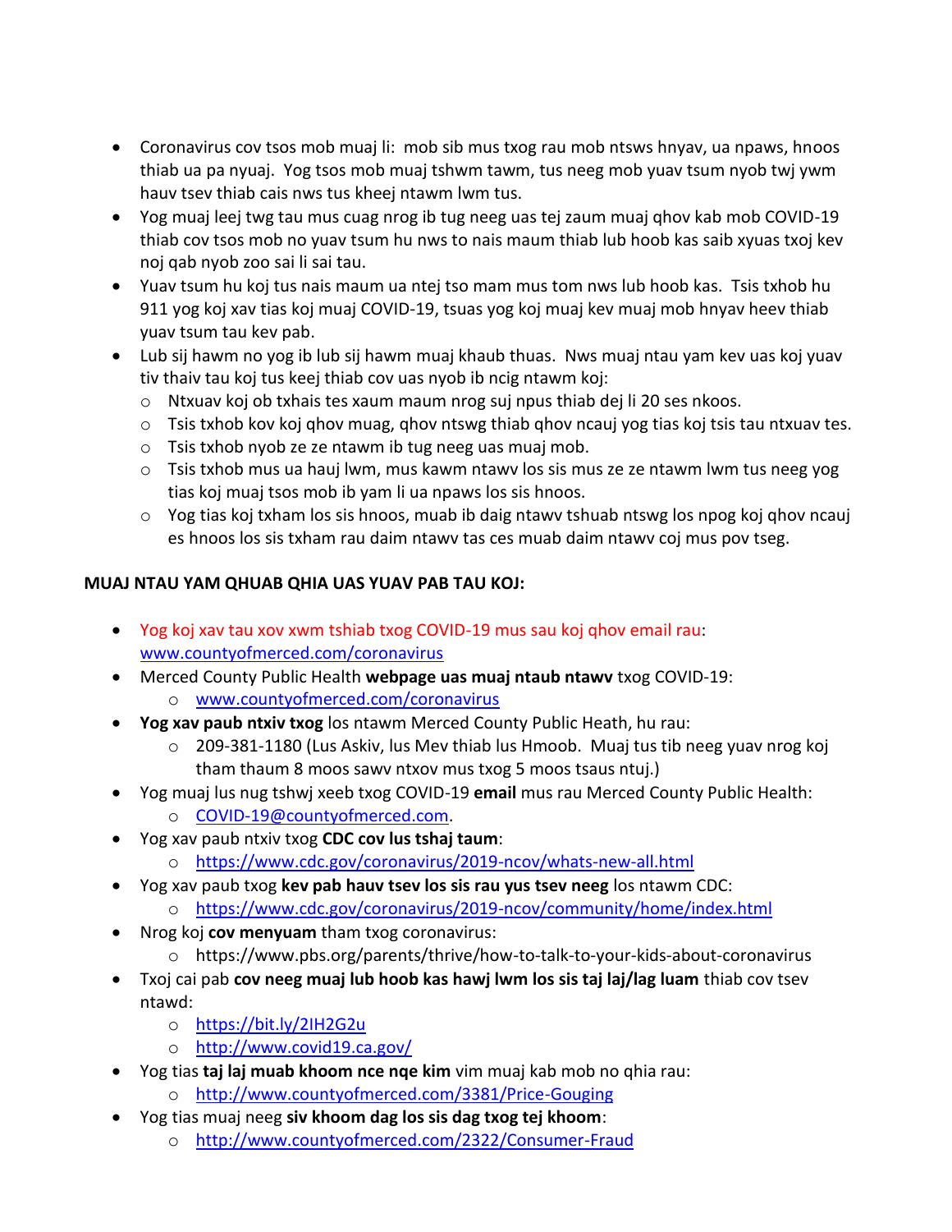- Coronavirus cov tsos mob muaj li: mob sib mus txog rau mob ntsws hnyav, ua npaws, hnoos thiab ua pa nyuaj. Yog tsos mob muaj tshwm tawm, tus neeg mob yuav tsum nyob twj ywm hauv tsev thiab cais nws tus kheej ntawm lwm tus.
- Yog muaj leej twg tau mus cuag nrog ib tug neeg uas tej zaum muaj qhov kab mob COVID-19 thiab cov tsos mob no yuav tsum hu nws to nais maum thiab lub hoob kas saib xyuas txoj kev noj qab nyob zoo sai li sai tau.
- Yuav tsum hu koj tus nais maum ua ntej tso mam mus tom nws lub hoob kas. Tsis txhob hu 911 yog koj xav tias koj muaj COVID-19, tsuas yog koj muaj kev muaj mob hnyav heev thiab yuav tsum tau kev pab.
- Lub sij hawm no yog ib lub sij hawm muaj khaub thuas. Nws muaj ntau yam kev uas koj yuav tiv thaiv tau koj tus keej thiab cov uas nyob ib ncig ntawm koj:
  - Ntxuav koj ob txhais tes xaum maum nrog suj npus thiab dej li 20 ses nkoos.
  - Tsis txhob kov koj qhov muag, qhov ntswg thiab qhov ncauj yog tias koj tsis tau ntxuav tes.
  - Tsis txhob nyob ze ze ntawm ib tug neeg uas muaj mob.
  - Tsis txhob mus ua hauj lwm, mus kawm ntawv los sis mus ze ze ntawm lwm tus neeg yog tias koj muaj tsos mob ib yam li ua npaws los sis hnoos.
  - Yog tias koj txham los sis hnoos, muab ib daig ntawv tshuab ntswg los npog koj qhov ncauj es hnoos los sis txham rau daim ntawv tas ces muab daim ntawv coj mus pov tseg.

**MUAJ NTAU YAM QHUAB QHIA UAS YUAV PAB TAU KOJ:**

- Yog koj xav tau xov xwm tshiab txog COVID-19 mus sau koj qhov email rau: www.countyofmerced.com/coronavirus
- Merced County Public Health **webpage uas muaj ntaub ntawv** txog COVID-19:
  - www.countyofmerced.com/coronavirus
- **Yog xav paub ntxiv txog** los ntawm Merced County Public Heath, hu rau:
  - 209-381-1180 (Lus Askiv, lus Mev thiab lus Hmoob. Muaj tus tib neeg yuav nrog koj tham thaum 8 moos sawv ntxov mus txog 5 moos tsaus ntuj.)
- Yog muaj lus nug tshwj xeeb txog COVID-19 **email** mus rau Merced County Public Health:
  - COVID-19@countyofmerced.com.
- Yog xav paub ntxiv txog **CDC cov lus tshaj taum**:
  - https://www.cdc.gov/coronavirus/2019-ncov/whats-new-all.html
- Yog xav paub txog **kev pab hauv tsev los sis rau yus tsev neeg** los ntawm CDC:
  - https://www.cdc.gov/coronavirus/2019-ncov/community/home/index.html
- Nrog koj **cov menyuam** tham txog coronavirus:
  - https://www.pbs.org/parents/thrive/how-to-talk-to-your-kids-about-coronavirus
- Txoj cai pab **cov neeg muaj lub hoob kas hawj lwm los sis taj laj/lag luam** thiab cov tsev ntawd:
  - https://bit.ly/2IH2G2u
  - http://www.covid19.ca.gov/
- Yog tias **taj laj muab khoom nce nqe kim** vim muaj kab mob no qhia rau:
  - http://www.countyofmerced.com/3381/Price-Gouging
- Yog tias muaj neeg **siv khoom dag los sis dag txog tej khoom**:
  - http://www.countyofmerced.com/2322/Consumer-Fraud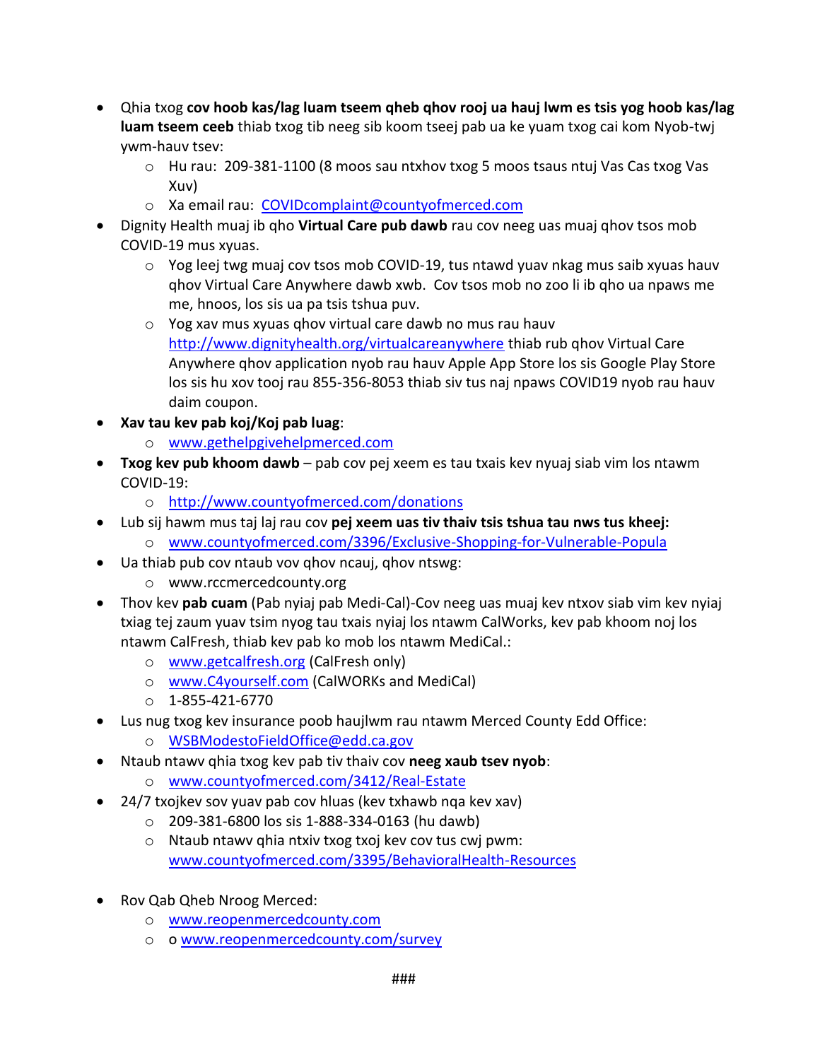- Qhia txog **cov hoob kas/lag luam tseem qheb qhov rooj ua hauj lwm es tsis yog hoob kas/lag luam tseem ceeb** thiab txog tib neeg sib koom tseej pab ua ke yuam txog cai kom Nyob-twj ywm-hauv tsev:
  - Hu rau: 209-381-1100 (8 moos sau ntxhov txog 5 moos tsaus ntuj Vas Cas txog Vas Xuv)
  - Xa email rau: COVIDcomplaint@countyofmerced.com
- Dignity Health muaj ib qho **Virtual Care pub dawb** rau cov neeg uas muaj qhov tsos mob COVID-19 mus xyuas.
  - Yog leej twg muaj cov tsos mob COVID-19, tus ntawd yuav nkag mus saib xyuas hauv qhov Virtual Care Anywhere dawb xwb. Cov tsos mob no zoo li ib qho ua npaws me me, hnoos, los sis ua pa tsis tshua puv.
  - Yog xav mus xyuas qhov virtual care dawb no mus rau hauv http://www.dignityhealth.org/virtualcareanywhere thiab rub qhov Virtual Care Anywhere qhov application nyob rau hauv Apple App Store los sis Google Play Store los sis hu xov tooj rau 855-356-8053 thiab siv tus naj npaws COVID19 nyob rau hauv daim coupon.
- **Xav tau kev pab koj/Koj pab luag**:
  - www.gethelpgivehelpmerced.com
- **Txog kev pub khoom dawb** – pab cov pej xeem es tau txais kev nyuaj siab vim los ntawm COVID-19:
  - http://www.countyofmerced.com/donations
- Lub sij hawm mus taj laj rau cov **pej xeem uas tiv thaiv tsis tshua tau nws tus kheej:**
  - www.countyofmerced.com/3396/Exclusive-Shopping-for-Vulnerable-Popula
- Ua thiab pub cov ntaub vov qhov ncauj, qhov ntswg:
  - www.rccmercedcounty.org
- Thov kev **pab cuam** (Pab nyiaj pab Medi-Cal)-Cov neeg uas muaj kev ntxov siab vim kev nyiaj txiag tej zaum yuav tsim nyog tau txais nyiaj los ntawm CalWorks, kev pab khoom noj los ntawm CalFresh, thiab kev pab ko mob los ntawm MediCal.:
  - www.getcalfresh.org (CalFresh only)
  - www.C4yourself.com (CalWORKs and MediCal)
  - 1-855-421-6770
- Lus nug txog kev insurance poob haujlwm rau ntawm Merced County Edd Office:
  - WSBModestoFieldOffice@edd.ca.gov
- Ntaub ntawv qhia txog kev pab tiv thaiv cov **neeg xaub tsev nyob**:
  - www.countyofmerced.com/3412/Real-Estate
- 24/7 txojkev sov yuav pab cov hluas (kev txhawb nqa kev xav)
  - 209-381-6800 los sis 1-888-334-0163 (hu dawb)
  - Ntaub ntawv qhia ntxiv txog txoj kev cov tus cwj pwm: www.countyofmerced.com/3395/BehavioralHealth-Resources
- Rov Qab Qheb Nroog Merced:
  - www.reopenmercedcounty.com
  - o www.reopenmercedcounty.com/survey

###